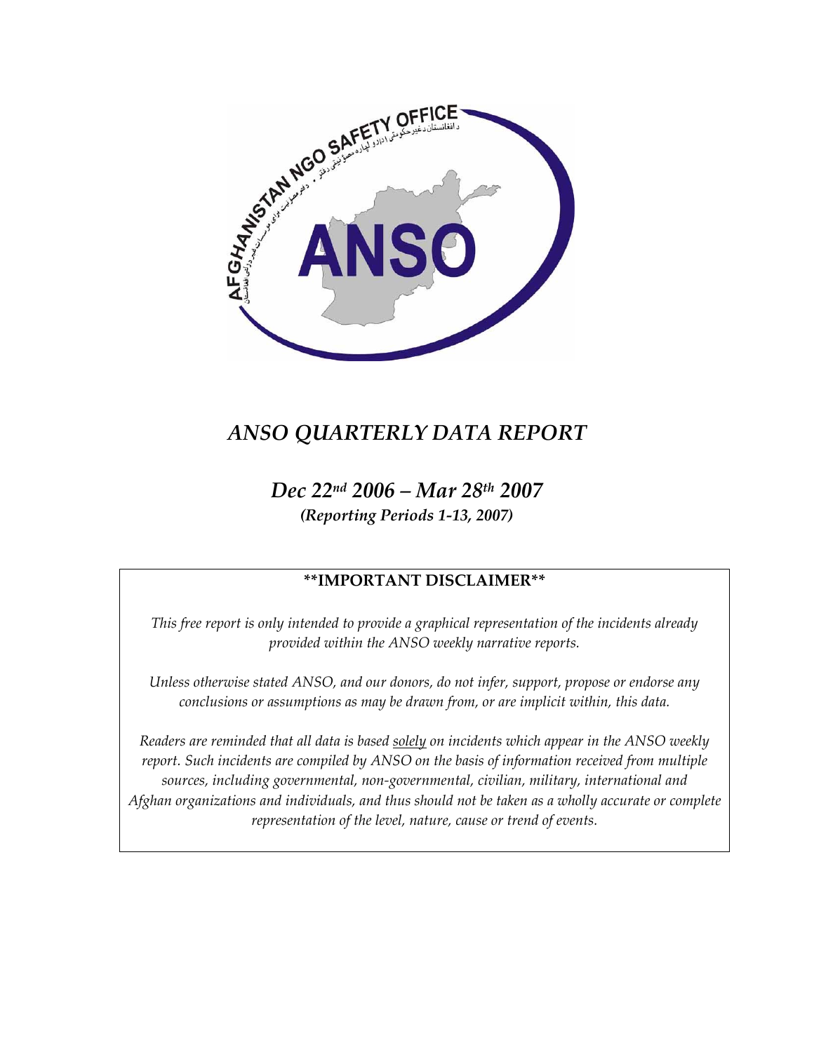# *ANSO QUARTERLY DATA REPORT*

## *Dec 22nd 2006 – Mar 28th 2007*

***(Reporting Periods 1-13, 2007)***

**\*\*IMPORTANT DISCLAIMER\*\***

*This free report is only intended to provide a graphical representation of the incidents already provided within the ANSO weekly narrative reports.*

*Unless otherwise stated ANSO, and our donors, do not infer, support, propose or endorse any conclusions or assumptions as may be drawn from, or are implicit within, this data.*

*Readers are reminded that all data is based solely on incidents which appear in the ANSO weekly report. Such incidents are compiled by ANSO on the basis of information received from multiple sources, including governmental, non-governmental, civilian, military, international and Afghan organizations and individuals, and thus should not be taken as a wholly accurate or complete representation of the level, nature, cause or trend of events.*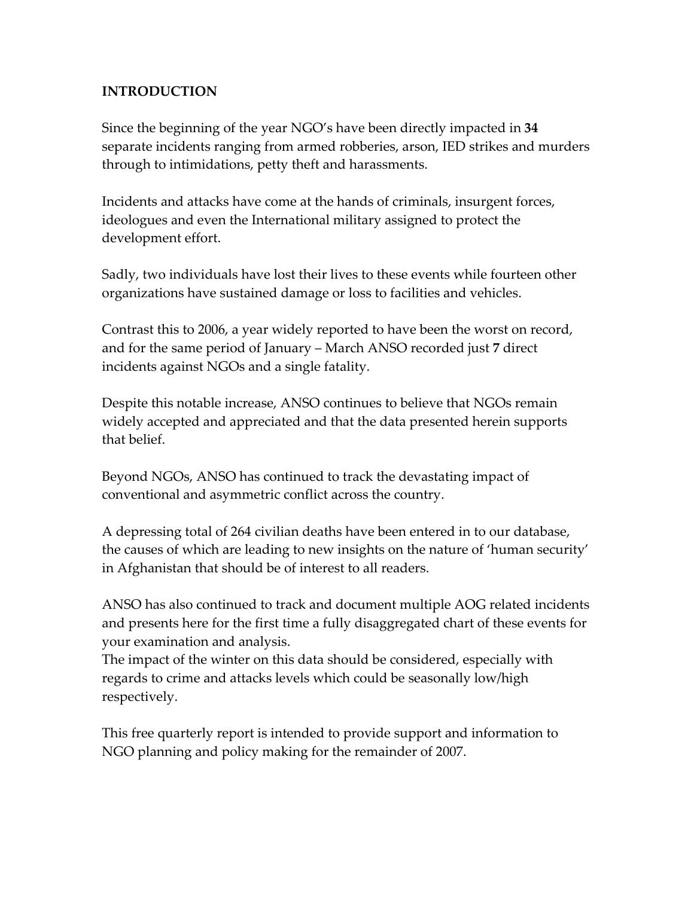## INTRODUCTION

Since the beginning of the year NGO's have been directly impacted in **34** separate incidents ranging from armed robberies, arson, IED strikes and murders through to intimidations, petty theft and harassments.

Incidents and attacks have come at the hands of criminals, insurgent forces, ideologues and even the International military assigned to protect the development effort.

Sadly, two individuals have lost their lives to these events while fourteen other organizations have sustained damage or loss to facilities and vehicles.

Contrast this to 2006, a year widely reported to have been the worst on record, and for the same period of January – March ANSO recorded just **7** direct incidents against NGOs and a single fatality.

Despite this notable increase, ANSO continues to believe that NGOs remain widely accepted and appreciated and that the data presented herein supports that belief.

Beyond NGOs, ANSO has continued to track the devastating impact of conventional and asymmetric conflict across the country.

A depressing total of 264 civilian deaths have been entered in to our database, the causes of which are leading to new insights on the nature of 'human security' in Afghanistan that should be of interest to all readers.

ANSO has also continued to track and document multiple AOG related incidents and presents here for the first time a fully disaggregated chart of these events for your examination and analysis.
The impact of the winter on this data should be considered, especially with regards to crime and attacks levels which could be seasonally low/high respectively.

This free quarterly report is intended to provide support and information to NGO planning and policy making for the remainder of 2007.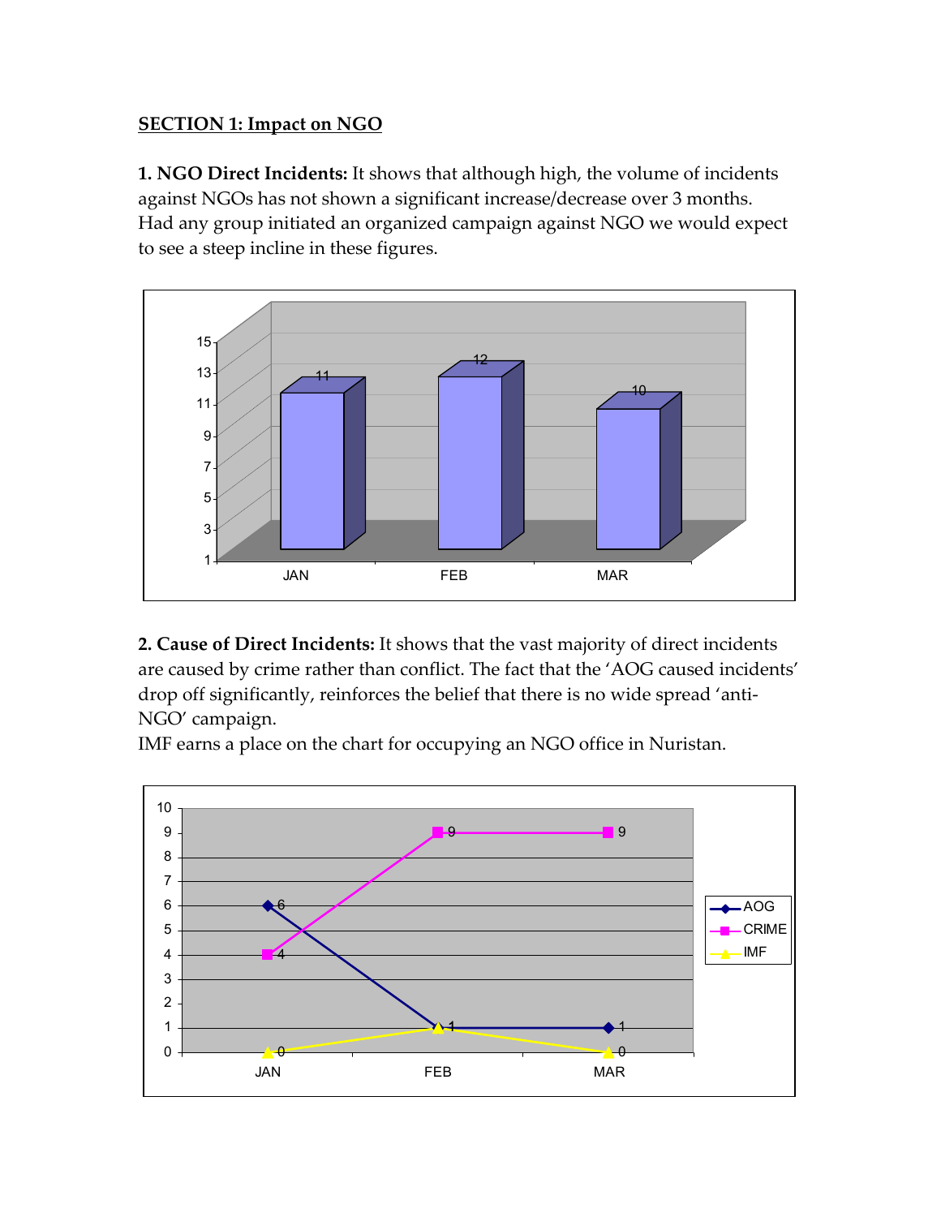## SECTION 1: Impact on NGO

**1. NGO Direct Incidents:** It shows that although high, the volume of incidents against NGOs has not shown a significant increase/decrease over 3 months. Had any group initiated an organized campaign against NGO we would expect to see a steep incline in these figures.

| | JAN | FEB | MAR |
|---|---|---|---|
| NGO Direct Incidents | 11 | 12 | 10 |

**2. Cause of Direct Incidents:** It shows that the vast majority of direct incidents are caused by crime rather than conflict. The fact that the 'AOG caused incidents' drop off significantly, reinforces the belief that there is no wide spread 'anti-NGO' campaign.
IMF earns a place on the chart for occupying an NGO office in Nuristan.

| | JAN | FEB | MAR |
|---|---|---|---|
| AOG | 6 | 1 | 1 |
| CRIME | 4 | 9 | 9 |
| IMF | 0 | 1 | 0 |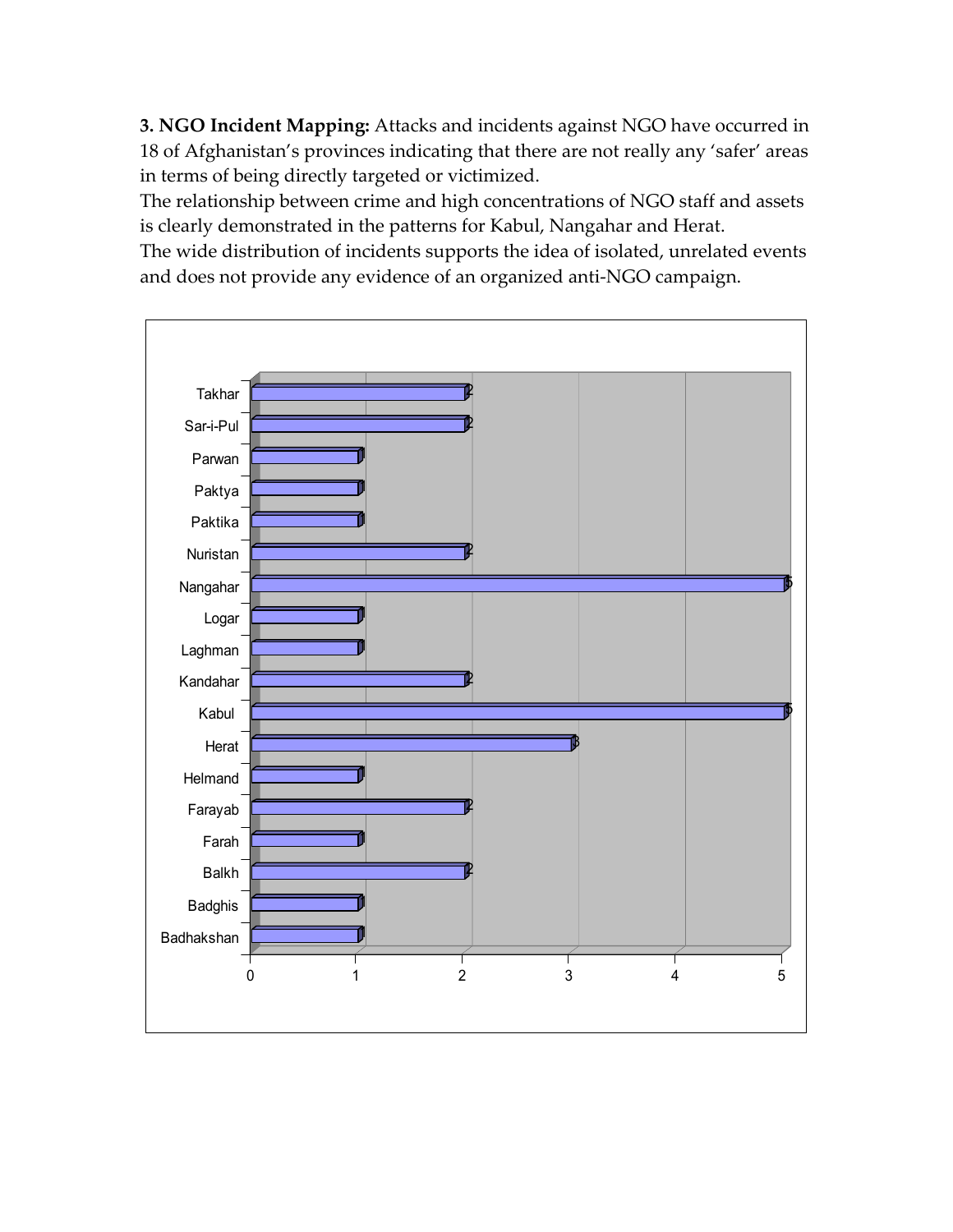**3. NGO Incident Mapping:** Attacks and incidents against NGO have occurred in 18 of Afghanistan's provinces indicating that there are not really any 'safer' areas in terms of being directly targeted or victimized.

The relationship between crime and high concentrations of NGO staff and assets is clearly demonstrated in the patterns for Kabul, Nangahar and Herat.

The wide distribution of incidents supports the idea of isolated, unrelated events and does not provide any evidence of an organized anti-NGO campaign.

| Province | Incidents |
| --- | --- |
| Takhar | 2 |
| Sar-i-Pul | 2 |
| Parwan | 1 |
| Paktya | 1 |
| Paktika | 1 |
| Nuristan | 2 |
| Nangahar | 5 |
| Logar | 1 |
| Laghman | 1 |
| Kandahar | 2 |
| Kabul | 5 |
| Herat | 3 |
| Helmand | 1 |
| Farayab | 2 |
| Farah | 1 |
| Balkh | 2 |
| Badghis | 1 |
| Badhakshan | 1 |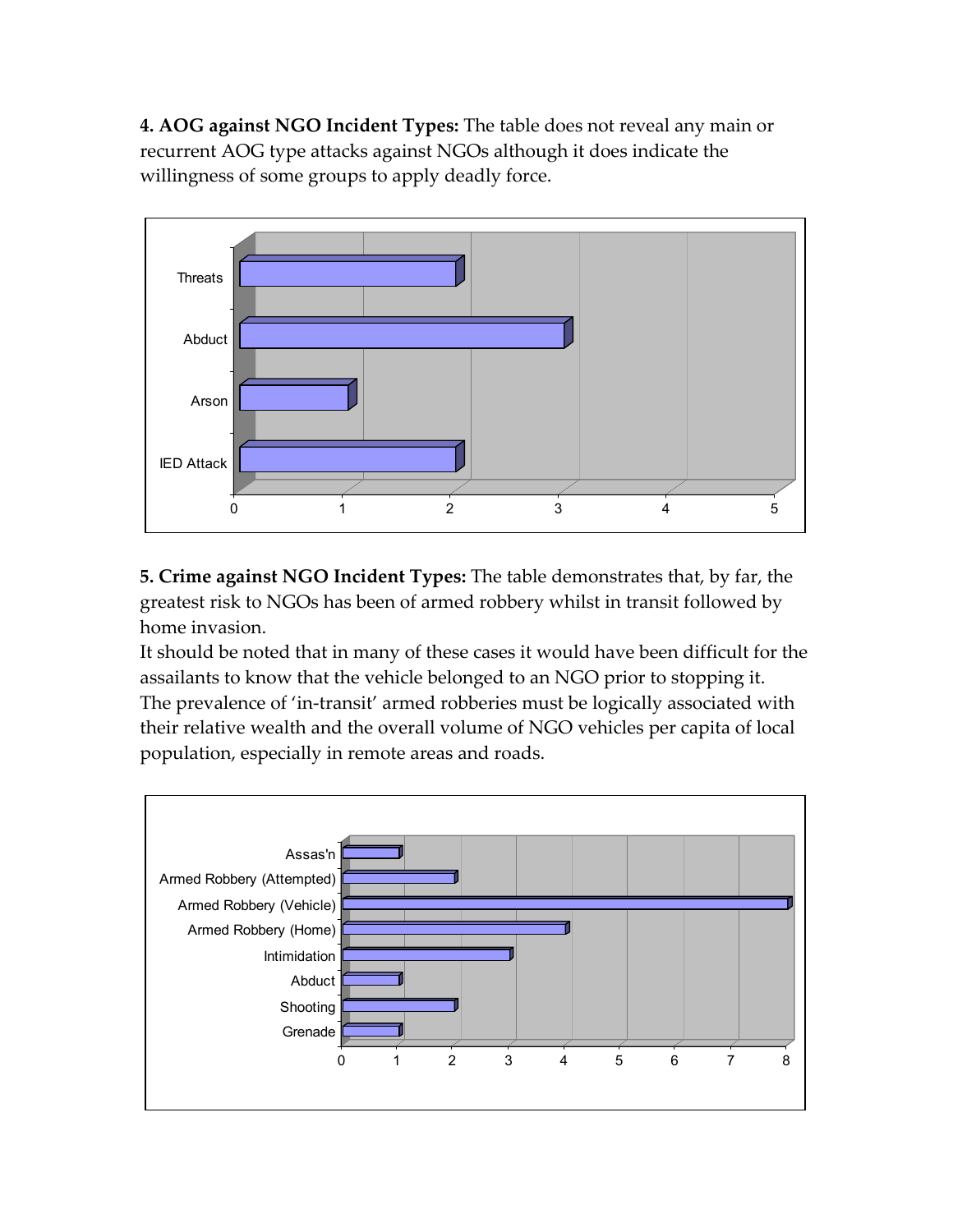**4. AOG against NGO Incident Types:** The table does not reveal any main or recurrent AOG type attacks against NGOs although it does indicate the willingness of some groups to apply deadly force.

**5. Crime against NGO Incident Types:** The table demonstrates that, by far, the greatest risk to NGOs has been of armed robbery whilst in transit followed by home invasion.

It should be noted that in many of these cases it would have been difficult for the assailants to know that the vehicle belonged to an NGO prior to stopping it.

The prevalence of 'in-transit' armed robberies must be logically associated with their relative wealth and the overall volume of NGO vehicles per capita of local population, especially in remote areas and roads.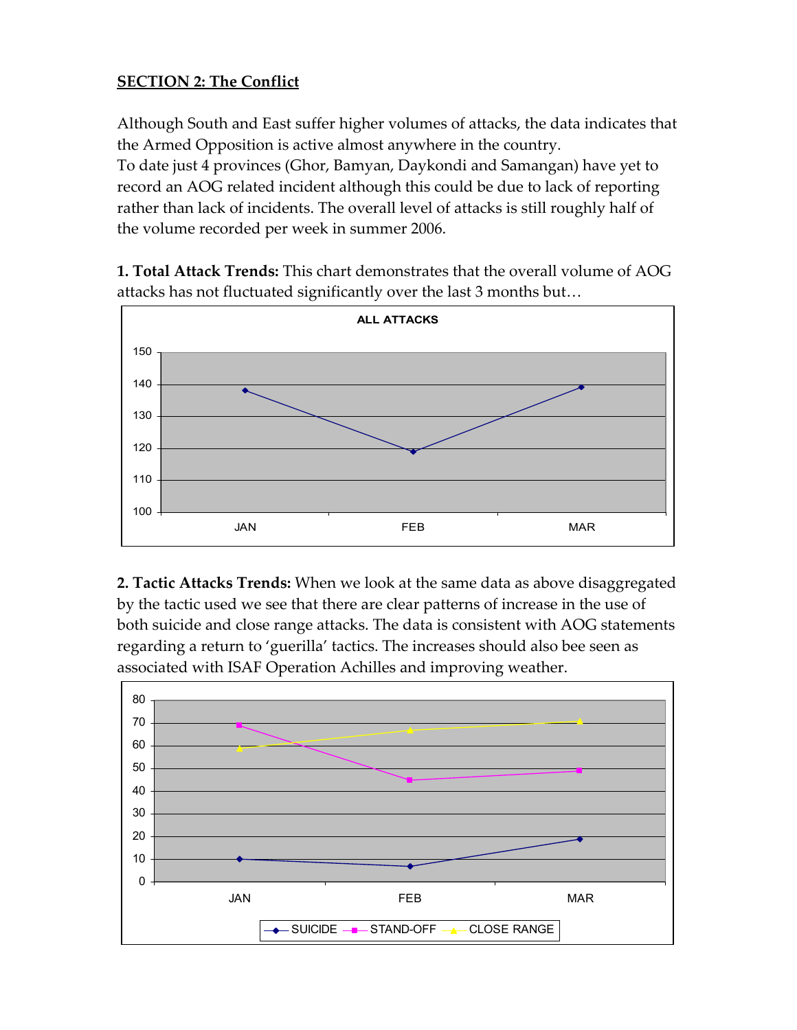## SECTION 2: The Conflict

Although South and East suffer higher volumes of attacks, the data indicates that the Armed Opposition is active almost anywhere in the country.
To date just 4 provinces (Ghor, Bamyan, Daykondi and Samangan) have yet to record an AOG related incident although this could be due to lack of reporting rather than lack of incidents. The overall level of attacks is still roughly half of the volume recorded per week in summer 2006.

**1. Total Attack Trends:** This chart demonstrates that the overall volume of AOG attacks has not fluctuated significantly over the last 3 months but…

**2. Tactic Attacks Trends:** When we look at the same data as above disaggregated by the tactic used we see that there are clear patterns of increase in the use of both suicide and close range attacks. The data is consistent with AOG statements regarding a return to 'guerilla' tactics. The increases should also bee seen as associated with ISAF Operation Achilles and improving weather.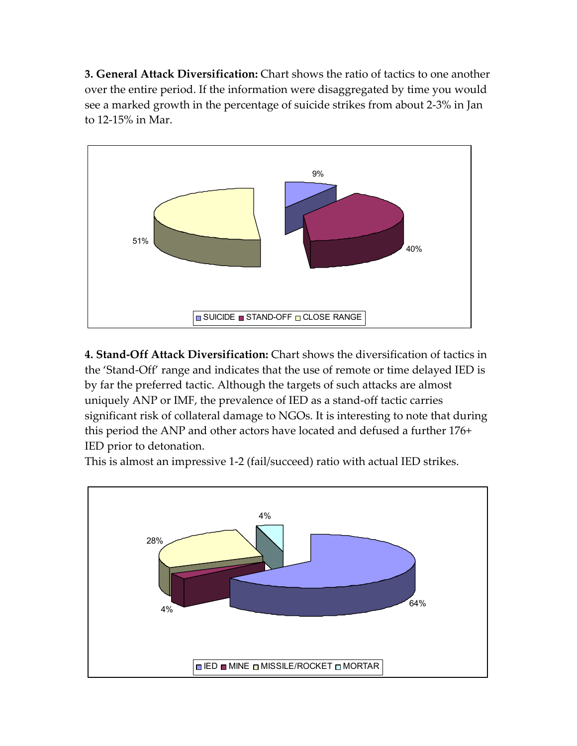**3. General Attack Diversification:** Chart shows the ratio of tactics to one another over the entire period. If the information were disaggregated by time you would see a marked growth in the percentage of suicide strikes from about 2-3% in Jan to 12-15% in Mar.

9%

51%

40%

SUICIDE STAND-OFF CLOSE RANGE

**4. Stand-Off Attack Diversification:** Chart shows the diversification of tactics in the 'Stand-Off' range and indicates that the use of remote or time delayed IED is by far the preferred tactic. Although the targets of such attacks are almost uniquely ANP or IMF, the prevalence of IED as a stand-off tactic carries significant risk of collateral damage to NGOs. It is interesting to note that during this period the ANP and other actors have located and defused a further 176+ IED prior to detonation.
This is almost an impressive 1-2 (fail/succeed) ratio with actual IED strikes.

4%

28%

4%

64%

IED MINE MISSILE/ROCKET MORTAR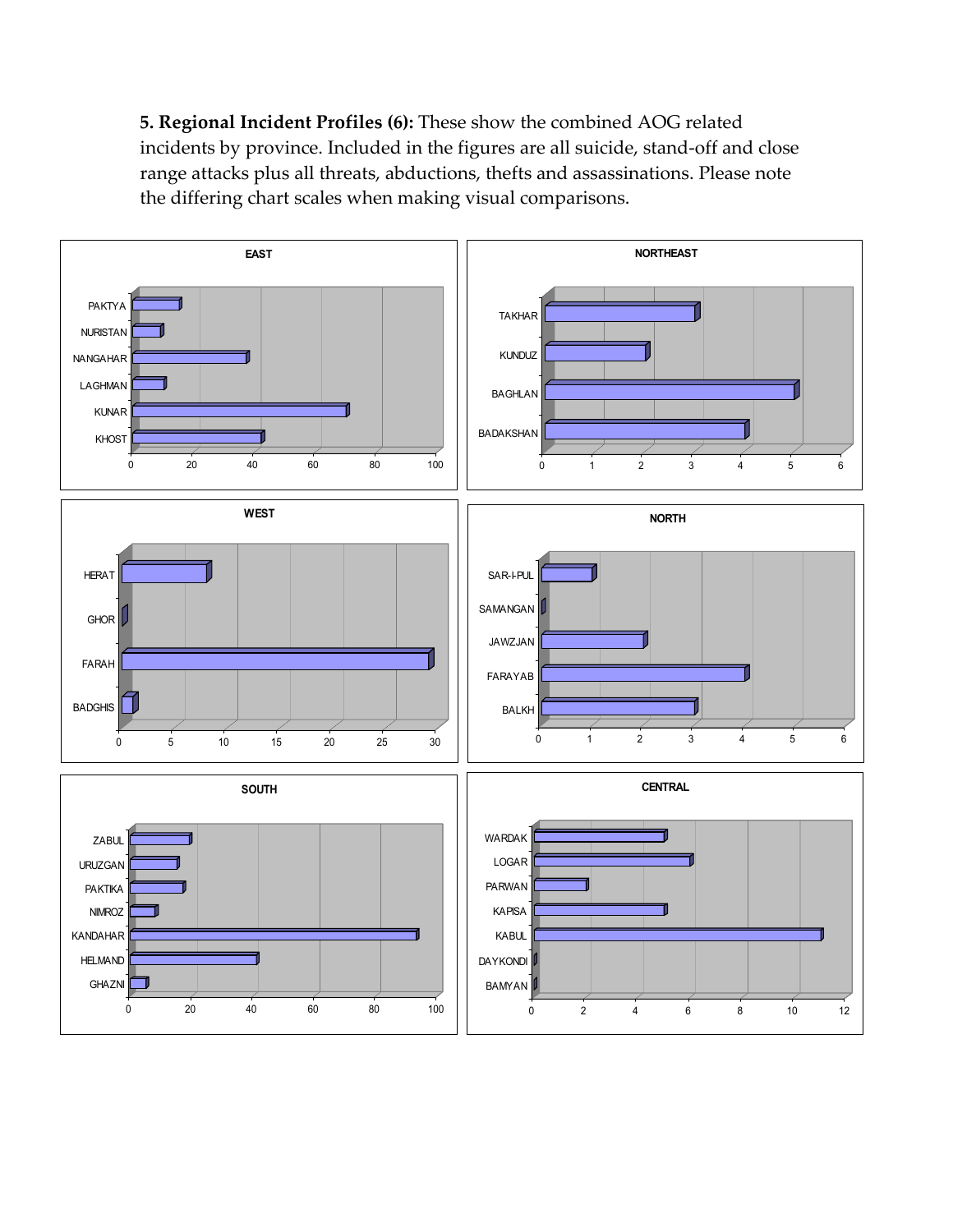**5. Regional Incident Profiles (6):** These show the combined AOG related incidents by province. Included in the figures are all suicide, stand-off and close range attacks plus all threats, abductions, thefts and assassinations. Please note the differing chart scales when making visual comparisons.

**EAST**

PAKTYA, NURISTAN, NANGAHAR, LAGHMAN, KUNAR, KHOST

0 20 40 60 80 100

**NORTHEAST**

TAKHAR, KUNDUZ, BAGHLAN, BADAKSHAN

0 1 2 3 4 5 6

**WEST**

HERAT, GHOR, FARAH, BADGHIS

0 5 10 15 20 25 30

**NORTH**

SAR-I-PUL, SAMANGAN, JAWZJAN, FARAYAB, BALKH

0 1 2 3 4 5 6

**SOUTH**

ZABUL, URUZGAN, PAKTIKA, NIMROZ, KANDAHAR, HELMAND, GHAZNI

0 20 40 60 80 100

**CENTRAL**

WARDAK, LOGAR, PARWAN, KAPISA, KABUL, DAYKONDI, BAMYAN

0 2 4 6 8 10 12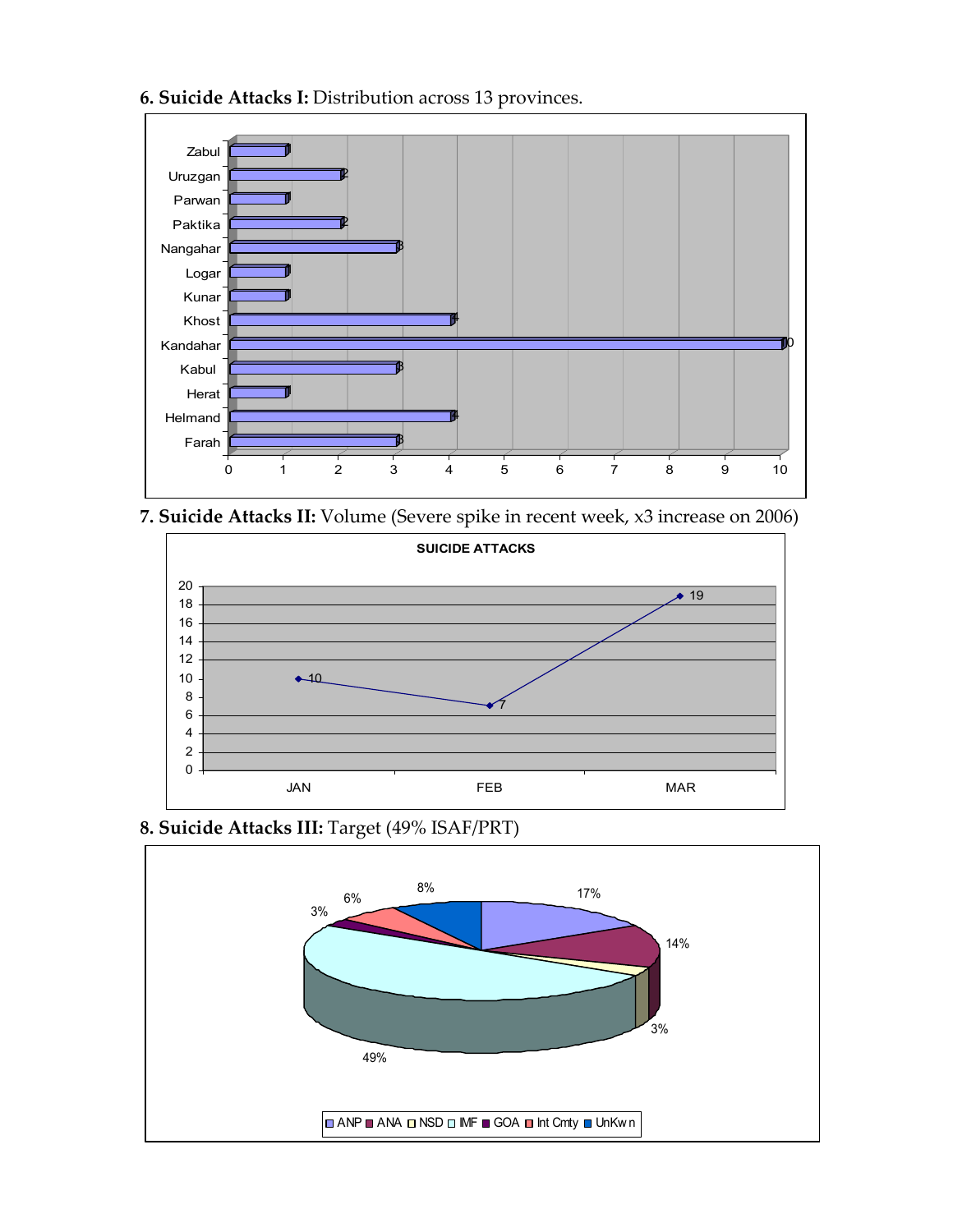**6. Suicide Attacks I:** Distribution across 13 provinces.

| Province | Attacks |
|---|---|
| Zabul | 1 |
| Uruzgan | 2 |
| Parwan | 1 |
| Paktika | 2 |
| Nangahar | 3 |
| Logar | 1 |
| Kunar | 1 |
| Khost | 4 |
| Kandahar | 10 |
| Kabul | 3 |
| Herat | 1 |
| Helmand | 4 |
| Farah | 3 |

**7. Suicide Attacks II:** Volume (Severe spike in recent week, x3 increase on 2006)

SUICIDE ATTACKS

| Month | Attacks |
|---|---|
| JAN | 10 |
| FEB | 7 |
| MAR | 19 |

**8. Suicide Attacks III:** Target (49% ISAF/PRT)

| Target | Percentage |
|---|---|
| ANP | 17% |
| ANA | 14% |
| NSD | 3% |
| IMF | 49% |
| GOA | 3% |
| Int Cmty | 6% |
| UnKwn | 8% |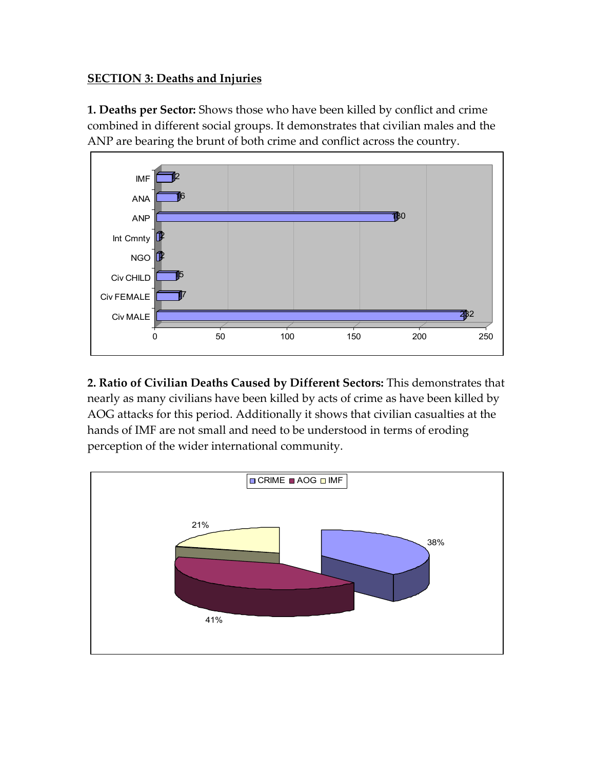**SECTION 3: Deaths and Injuries**

**1. Deaths per Sector:** Shows those who have been killed by conflict and crime combined in different social groups. It demonstrates that civilian males and the ANP are bearing the brunt of both crime and conflict across the country.

**2. Ratio of Civilian Deaths Caused by Different Sectors:** This demonstrates that nearly as many civilians have been killed by acts of crime as have been killed by AOG attacks for this period. Additionally it shows that civilian casualties at the hands of IMF are not small and need to be understood in terms of eroding perception of the wider international community.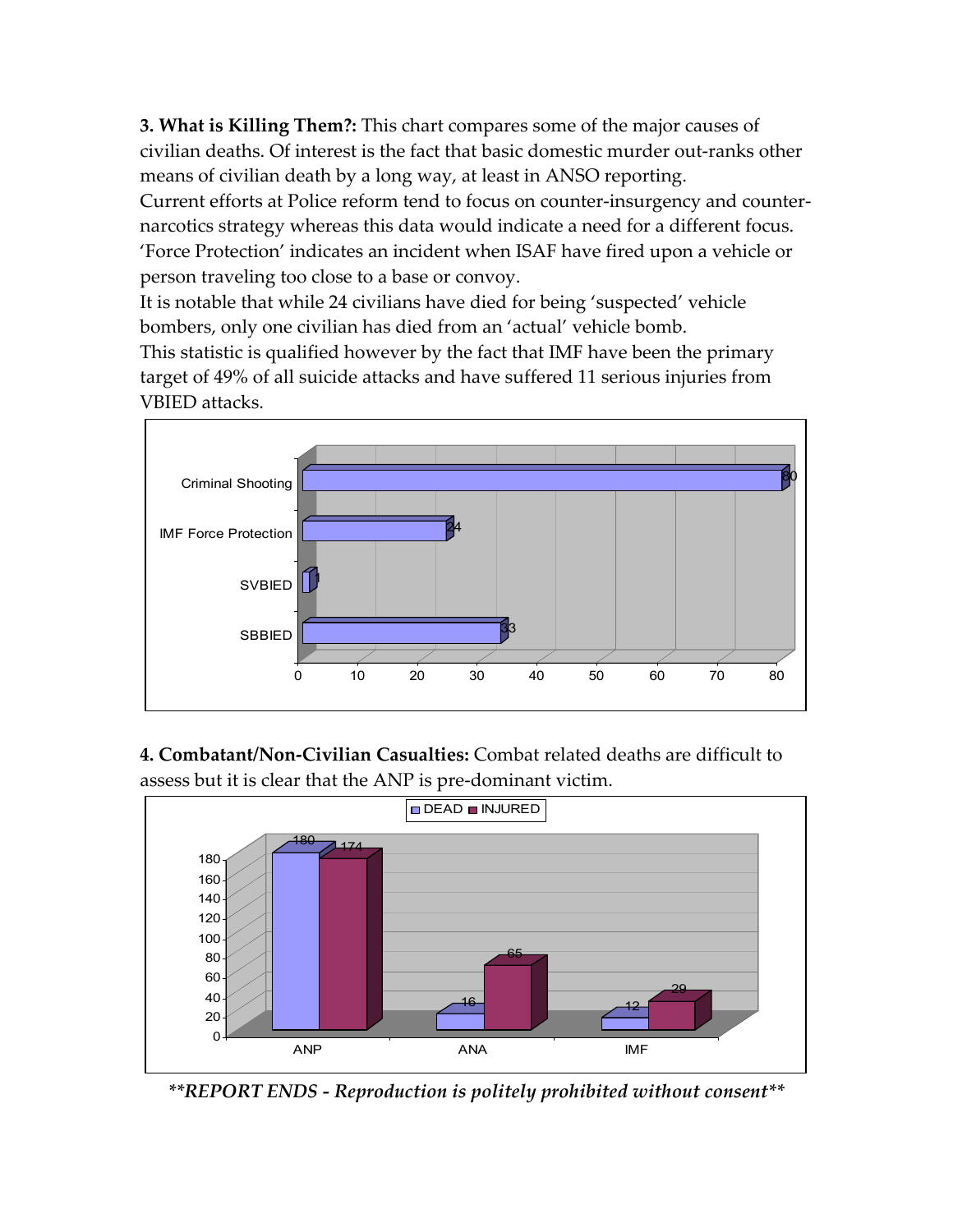**3. What is Killing Them?:** This chart compares some of the major causes of civilian deaths. Of interest is the fact that basic domestic murder out-ranks other means of civilian death by a long way, at least in ANSO reporting.
Current efforts at Police reform tend to focus on counter-insurgency and counter-narcotics strategy whereas this data would indicate a need for a different focus.
'Force Protection' indicates an incident when ISAF have fired upon a vehicle or person traveling too close to a base or convoy.
It is notable that while 24 civilians have died for being 'suspected' vehicle bombers, only one civilian has died from an 'actual' vehicle bomb.
This statistic is qualified however by the fact that IMF have been the primary target of 49% of all suicide attacks and have suffered 11 serious injuries from VBIED attacks.

Criminal Shooting 80
IMF Force Protection 24
SVBIED 1
SBBIED 33

0 10 20 30 40 50 60 70 80

**4. Combatant/Non-Civilian Casualties:** Combat related deaths are difficult to assess but it is clear that the ANP is pre-dominant victim.

DEAD INJURED

ANP 180 174
ANA 16 65
IMF 12 29

0 20 40 60 80 100 120 140 160 180

***\*REPORT ENDS - Reproduction is politely prohibited without consent\*\****